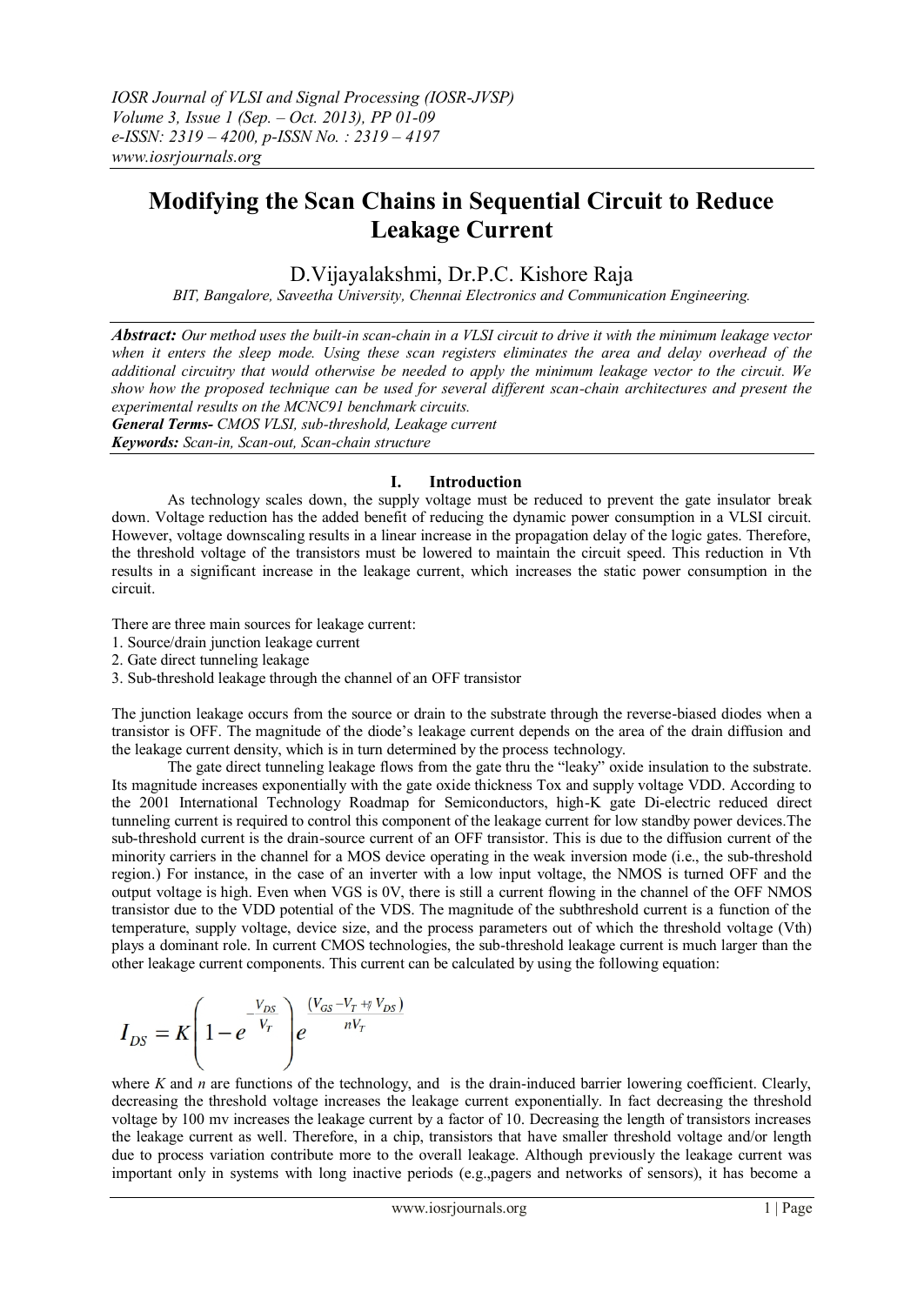# Modifying the Scan Chains in Sequential Circuit to Reduce Leakage Current

D.Vijayalakshmi, Dr.P.C. Kishore Raja

*BIT, Bangalore, Saveetha University, Chennai Electronics and Communication Engineering.*

***Abstract:*** *Our method uses the built-in scan-chain in a VLSI circuit to drive it with the minimum leakage vector when it enters the sleep mode. Using these scan registers eliminates the area and delay overhead of the additional circuitry that would otherwise be needed to apply the minimum leakage vector to the circuit. We show how the proposed technique can be used for several different scan-chain architectures and present the experimental results on the MCNC91 benchmark circuits.*

***General Terms-*** *CMOS VLSI, sub-threshold, Leakage current*

***Keywords:*** *Scan-in, Scan-out, Scan-chain structure*

## I. Introduction

As technology scales down, the supply voltage must be reduced to prevent the gate insulator break down. Voltage reduction has the added benefit of reducing the dynamic power consumption in a VLSI circuit. However, voltage downscaling results in a linear increase in the propagation delay of the logic gates. Therefore, the threshold voltage of the transistors must be lowered to maintain the circuit speed. This reduction in Vth results in a significant increase in the leakage current, which increases the static power consumption in the circuit.

There are three main sources for leakage current:
1. Source/drain junction leakage current
2. Gate direct tunneling leakage
3. Sub-threshold leakage through the channel of an OFF transistor

The junction leakage occurs from the source or drain to the substrate through the reverse-biased diodes when a transistor is OFF. The magnitude of the diode's leakage current depends on the area of the drain diffusion and the leakage current density, which is in turn determined by the process technology.

The gate direct tunneling leakage flows from the gate thru the "leaky" oxide insulation to the substrate. Its magnitude increases exponentially with the gate oxide thickness Tox and supply voltage VDD. According to the 2001 International Technology Roadmap for Semiconductors, high-K gate Di-electric reduced direct tunneling current is required to control this component of the leakage current for low standby power devices.The sub-threshold current is the drain-source current of an OFF transistor. This is due to the diffusion current of the minority carriers in the channel for a MOS device operating in the weak inversion mode (i.e., the sub-threshold region.) For instance, in the case of an inverter with a low input voltage, the NMOS is turned OFF and the output voltage is high. Even when VGS is 0V, there is still a current flowing in the channel of the OFF NMOS transistor due to the VDD potential of the VDS. The magnitude of the subthreshold current is a function of the temperature, supply voltage, device size, and the process parameters out of which the threshold voltage (Vth) plays a dominant role. In current CMOS technologies, the sub-threshold leakage current is much larger than the other leakage current components. This current can be calculated by using the following equation:

$$I_{DS} = K\left(1 - e^{-\frac{V_{DS}}{V_T}}\right) e^{\frac{(V_{GS} - V_T + \eta V_{DS})}{nV_T}}$$

where *K* and *n* are functions of the technology, and is the drain-induced barrier lowering coefficient. Clearly, decreasing the threshold voltage increases the leakage current exponentially. In fact decreasing the threshold voltage by 100 mv increases the leakage current by a factor of 10. Decreasing the length of transistors increases the leakage current as well. Therefore, in a chip, transistors that have smaller threshold voltage and/or length due to process variation contribute more to the overall leakage. Although previously the leakage current was important only in systems with long inactive periods (e.g.,pagers and networks of sensors), it has become a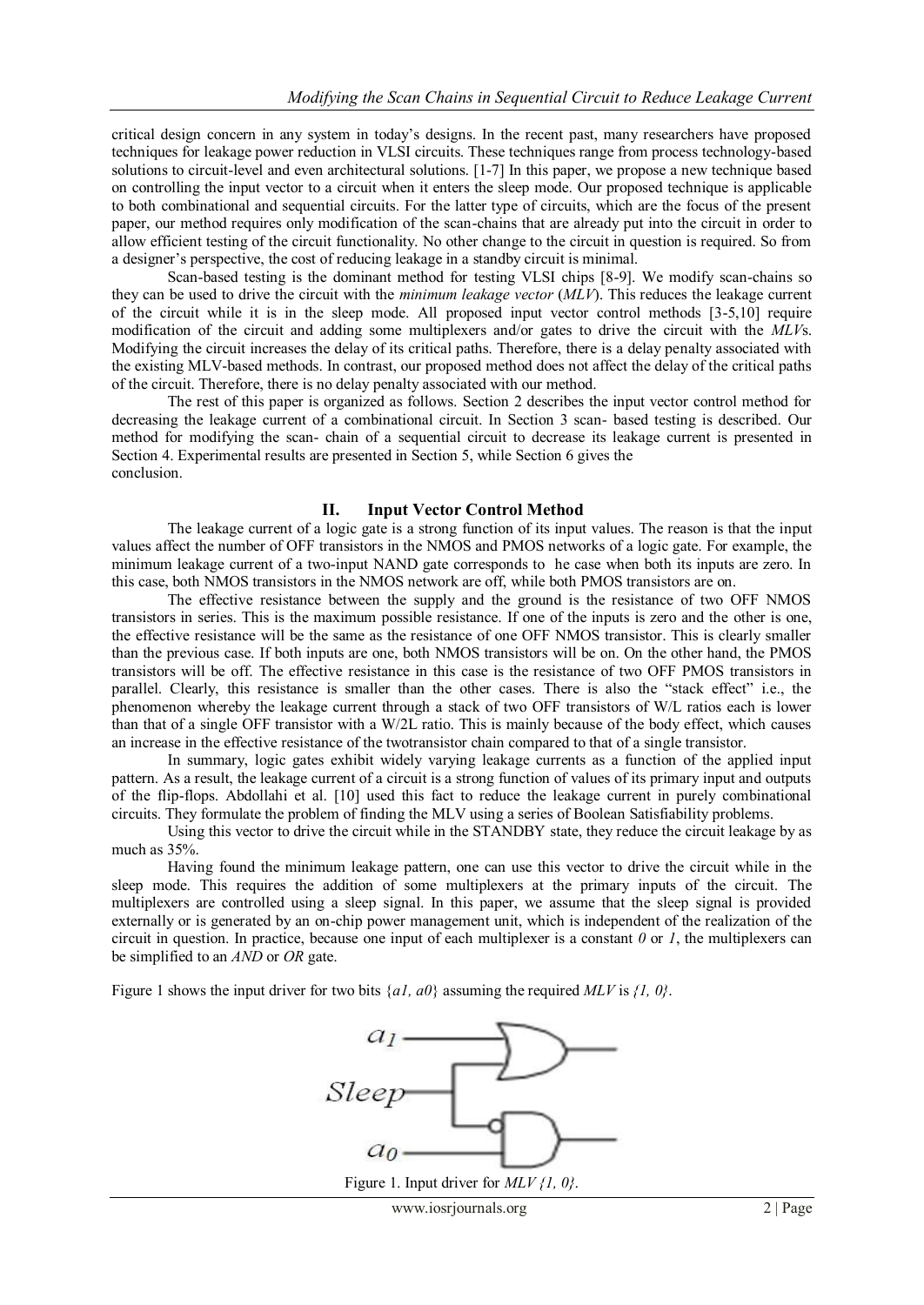critical design concern in any system in today's designs. In the recent past, many researchers have proposed techniques for leakage power reduction in VLSI circuits. These techniques range from process technology-based solutions to circuit-level and even architectural solutions. [1-7] In this paper, we propose a new technique based on controlling the input vector to a circuit when it enters the sleep mode. Our proposed technique is applicable to both combinational and sequential circuits. For the latter type of circuits, which are the focus of the present paper, our method requires only modification of the scan-chains that are already put into the circuit in order to allow efficient testing of the circuit functionality. No other change to the circuit in question is required. So from a designer's perspective, the cost of reducing leakage in a standby circuit is minimal.

Scan-based testing is the dominant method for testing VLSI chips [8-9]. We modify scan-chains so they can be used to drive the circuit with the *minimum leakage vector* (*MLV*). This reduces the leakage current of the circuit while it is in the sleep mode. All proposed input vector control methods [3-5,10] require modification of the circuit and adding some multiplexers and/or gates to drive the circuit with the *MLV*s. Modifying the circuit increases the delay of its critical paths. Therefore, there is a delay penalty associated with the existing MLV-based methods. In contrast, our proposed method does not affect the delay of the critical paths of the circuit. Therefore, there is no delay penalty associated with our method.

The rest of this paper is organized as follows. Section 2 describes the input vector control method for decreasing the leakage current of a combinational circuit. In Section 3 scan- based testing is described. Our method for modifying the scan- chain of a sequential circuit to decrease its leakage current is presented in Section 4. Experimental results are presented in Section 5, while Section 6 gives the conclusion.

## II. Input Vector Control Method

The leakage current of a logic gate is a strong function of its input values. The reason is that the input values affect the number of OFF transistors in the NMOS and PMOS networks of a logic gate. For example, the minimum leakage current of a two-input NAND gate corresponds to he case when both its inputs are zero. In this case, both NMOS transistors in the NMOS network are off, while both PMOS transistors are on.

The effective resistance between the supply and the ground is the resistance of two OFF NMOS transistors in series. This is the maximum possible resistance. If one of the inputs is zero and the other is one, the effective resistance will be the same as the resistance of one OFF NMOS transistor. This is clearly smaller than the previous case. If both inputs are one, both NMOS transistors will be on. On the other hand, the PMOS transistors will be off. The effective resistance in this case is the resistance of two OFF PMOS transistors in parallel. Clearly, this resistance is smaller than the other cases. There is also the "stack effect" i.e., the phenomenon whereby the leakage current through a stack of two OFF transistors of W/L ratios each is lower than that of a single OFF transistor with a W/2L ratio. This is mainly because of the body effect, which causes an increase in the effective resistance of the twotransistor chain compared to that of a single transistor.

In summary, logic gates exhibit widely varying leakage currents as a function of the applied input pattern. As a result, the leakage current of a circuit is a strong function of values of its primary input and outputs of the flip-flops. Abdollahi et al. [10] used this fact to reduce the leakage current in purely combinational circuits. They formulate the problem of finding the MLV using a series of Boolean Satisfiability problems.

Using this vector to drive the circuit while in the STANDBY state, they reduce the circuit leakage by as much as 35%.

Having found the minimum leakage pattern, one can use this vector to drive the circuit while in the sleep mode. This requires the addition of some multiplexers at the primary inputs of the circuit. The multiplexers are controlled using a sleep signal. In this paper, we assume that the sleep signal is provided externally or is generated by an on-chip power management unit, which is independent of the realization of the circuit in question. In practice, because one input of each multiplexer is a constant *0* or *1*, the multiplexers can be simplified to an *AND* or *OR* gate.

Figure 1 shows the input driver for two bits {*a1, a0*} assuming the required *MLV* is *{1, 0}*.

$a_1$

Sleep

$a_0$

Figure 1. Input driver for *MLV {1, 0}*.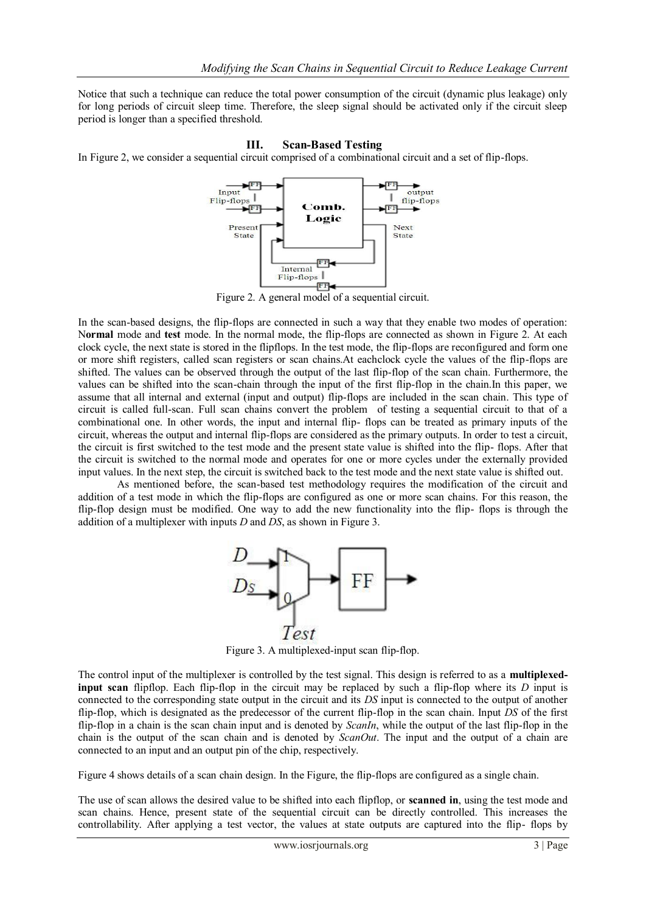Notice that such a technique can reduce the total power consumption of the circuit (dynamic plus leakage) only for long periods of circuit sleep time. Therefore, the sleep signal should be activated only if the circuit sleep period is longer than a specified threshold.

## III. Scan-Based Testing

In Figure 2, we consider a sequential circuit comprised of a combinational circuit and a set of flip-flops.

FF
Input
Flip-flops
FF
Present
State
Comb.
Logic
FF
output
flip-flops
FF
Next
State
FF
Internal
Flip-flops
FF

Figure 2. A general model of a sequential circuit.

In the scan-based designs, the flip-flops are connected in such a way that they enable two modes of operation: N**ormal** mode and **test** mode. In the normal mode, the flip-flops are connected as shown in Figure 2. At each clock cycle, the next state is stored in the flipflops. In the test mode, the flip-flops are reconfigured and form one or more shift registers, called scan registers or scan chains.At eachclock cycle the values of the flip-flops are shifted. The values can be observed through the output of the last flip-flop of the scan chain. Furthermore, the values can be shifted into the scan-chain through the input of the first flip-flop in the chain.In this paper, we assume that all internal and external (input and output) flip-flops are included in the scan chain. This type of circuit is called full-scan. Full scan chains convert the problem of testing a sequential circuit to that of a combinational one. In other words, the input and internal flip- flops can be treated as primary inputs of the circuit, whereas the output and internal flip-flops are considered as the primary outputs. In order to test a circuit, the circuit is first switched to the test mode and the present state value is shifted into the flip- flops. After that the circuit is switched to the normal mode and operates for one or more cycles under the externally provided input values. In the next step, the circuit is switched back to the test mode and the next state value is shifted out.

As mentioned before, the scan-based test methodology requires the modification of the circuit and addition of a test mode in which the flip-flops are configured as one or more scan chains. For this reason, the flip-flop design must be modified. One way to add the new functionality into the flip- flops is through the addition of a multiplexer with inputs *D* and *DS*, as shown in Figure 3.

D
1
$D_S$
0
FF
Test

Figure 3. A multiplexed-input scan flip-flop.

The control input of the multiplexer is controlled by the test signal. This design is referred to as a **multiplexed-input scan** flipflop. Each flip-flop in the circuit may be replaced by such a flip-flop where its *D* input is connected to the corresponding state output in the circuit and its *DS* input is connected to the output of another flip-flop, which is designated as the predecessor of the current flip-flop in the scan chain. Input *DS* of the first flip-flop in a chain is the scan chain input and is denoted by *ScanIn*, while the output of the last flip-flop in the chain is the output of the scan chain and is denoted by *ScanOut*. The input and the output of a chain are connected to an input and an output pin of the chip, respectively.

Figure 4 shows details of a scan chain design. In the Figure, the flip-flops are configured as a single chain.

The use of scan allows the desired value to be shifted into each flipflop, or **scanned in**, using the test mode and scan chains. Hence, present state of the sequential circuit can be directly controlled. This increases the controllability. After applying a test vector, the values at state outputs are captured into the flip- flops by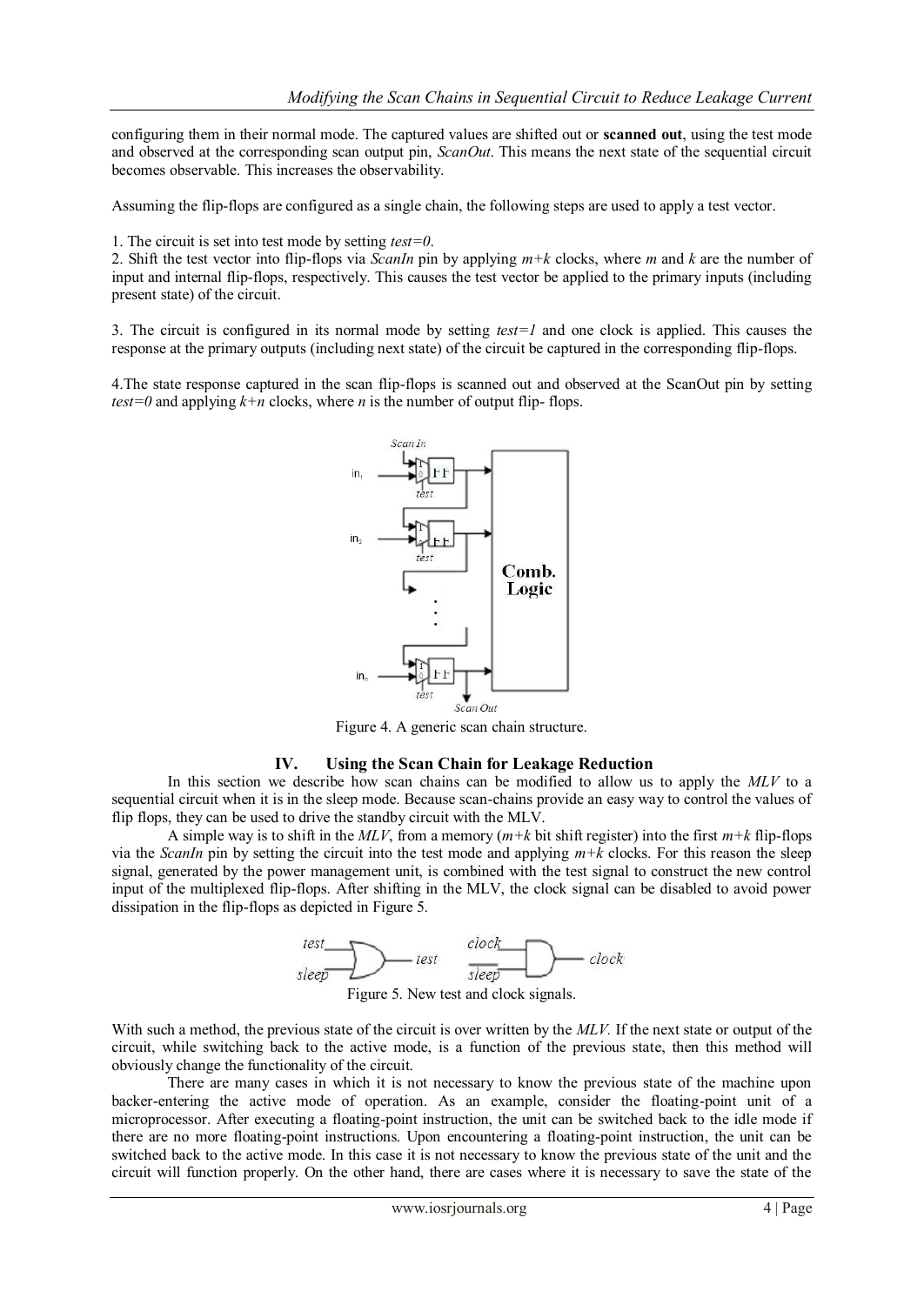configuring them in their normal mode. The captured values are shifted out or **scanned out**, using the test mode and observed at the corresponding scan output pin, *ScanOut*. This means the next state of the sequential circuit becomes observable. This increases the observability.

Assuming the flip-flops are configured as a single chain, the following steps are used to apply a test vector.

1. The circuit is set into test mode by setting *test=0*.
2. Shift the test vector into flip-flops via *ScanIn* pin by applying $m+k$ clocks, where $m$ and $k$ are the number of input and internal flip-flops, respectively. This causes the test vector be applied to the primary inputs (including present state) of the circuit.

3. The circuit is configured in its normal mode by setting *test=1* and one clock is applied. This causes the response at the primary outputs (including next state) of the circuit be captured in the corresponding flip-flops.

4.The state response captured in the scan flip-flops is scanned out and observed at the ScanOut pin by setting *test=0* and applying $k+n$ clocks, where $n$ is the number of output flip- flops.

Scan In
in1
test
in2
test
Comb. Logic
inn
test
Scan Out

Figure 4. A generic scan chain structure.

## IV. Using the Scan Chain for Leakage Reduction

In this section we describe how scan chains can be modified to allow us to apply the *MLV* to a sequential circuit when it is in the sleep mode. Because scan-chains provide an easy way to control the values of flip flops, they can be used to drive the standby circuit with the MLV.

A simple way is to shift in the *MLV*, from a memory ($m+k$ bit shift register) into the first $m+k$ flip-flops via the *ScanIn* pin by setting the circuit into the test mode and applying $m+k$ clocks. For this reason the sleep signal, generated by the power management unit, is combined with the test signal to construct the new control input of the multiplexed flip-flops. After shifting in the MLV, the clock signal can be disabled to avoid power dissipation in the flip-flops as depicted in Figure 5.

test
sleep
test
clock
$\overline{sleep}$
clock

Figure 5. New test and clock signals.

With such a method, the previous state of the circuit is over written by the *MLV*. If the next state or output of the circuit, while switching back to the active mode, is a function of the previous state, then this method will obviously change the functionality of the circuit.

There are many cases in which it is not necessary to know the previous state of the machine upon backer-entering the active mode of operation. As an example, consider the floating-point unit of a microprocessor. After executing a floating-point instruction, the unit can be switched back to the idle mode if there are no more floating-point instructions. Upon encountering a floating-point instruction, the unit can be switched back to the active mode. In this case it is not necessary to know the previous state of the unit and the circuit will function properly. On the other hand, there are cases where it is necessary to save the state of the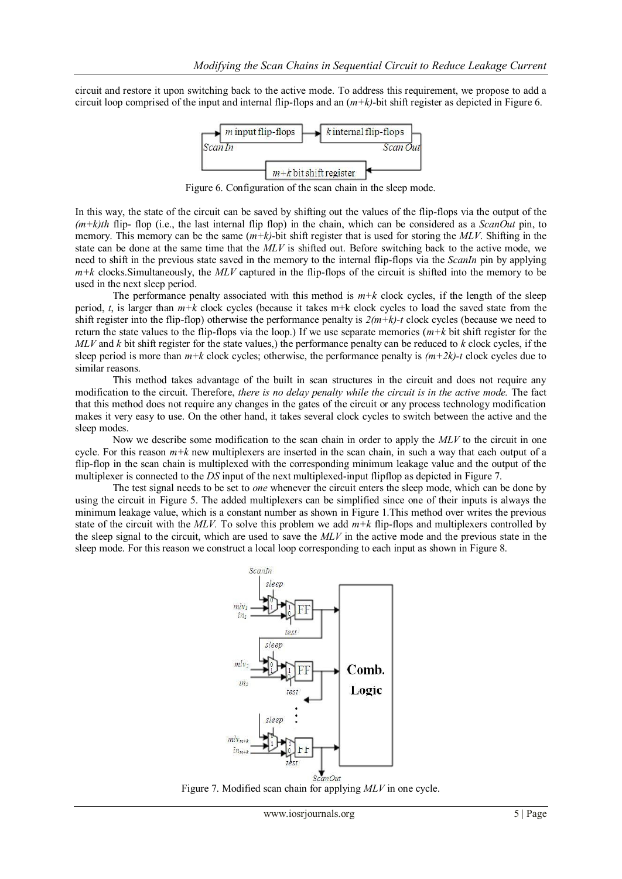circuit and restore it upon switching back to the active mode. To address this requirement, we propose to add a circuit loop comprised of the input and internal flip-flops and an $(m+k)$-bit shift register as depicted in Figure 6.

m input flip-flops
k internal flip-flops
ScanIn
Scan Out
m+k bit shift register

Figure 6. Configuration of the scan chain in the sleep mode.

In this way, the state of the circuit can be saved by shifting out the values of the flip-flops via the output of the $(m+k)th$ flip- flop (i.e., the last internal flip flop) in the chain, which can be considered as a *ScanOut* pin, to memory. This memory can be the same $(m+k)$-bit shift register that is used for storing the *MLV*. Shifting in the state can be done at the same time that the *MLV* is shifted out. Before switching back to the active mode, we need to shift in the previous state saved in the memory to the internal flip-flops via the *ScanIn* pin by applying $m+k$ clocks.Simultaneously, the *MLV* captured in the flip-flops of the circuit is shifted into the memory to be used in the next sleep period.

The performance penalty associated with this method is $m+k$ clock cycles, if the length of the sleep period, $t$, is larger than $m+k$ clock cycles (because it takes m+k clock cycles to load the saved state from the shift register into the flip-flop) otherwise the performance penalty is $2(m+k)-t$ clock cycles (because we need to return the state values to the flip-flops via the loop.) If we use separate memories ($m+k$ bit shift register for the *MLV* and $k$ bit shift register for the state values,) the performance penalty can be reduced to $k$ clock cycles, if the sleep period is more than $m+k$ clock cycles; otherwise, the performance penalty is $(m+2k)-t$ clock cycles due to similar reasons.

This method takes advantage of the built in scan structures in the circuit and does not require any modification to the circuit. Therefore, *there is no delay penalty while the circuit is in the active mode.* The fact that this method does not require any changes in the gates of the circuit or any process technology modification makes it very easy to use. On the other hand, it takes several clock cycles to switch between the active and the sleep modes.

Now we describe some modification to the scan chain in order to apply the *MLV* to the circuit in one cycle. For this reason $m+k$ new multiplexers are inserted in the scan chain, in such a way that each output of a flip-flop in the scan chain is multiplexed with the corresponding minimum leakage value and the output of the multiplexer is connected to the *DS* input of the next multiplexed-input flipflop as depicted in Figure 7.

The test signal needs to be set to *one* whenever the circuit enters the sleep mode, which can be done by using the circuit in Figure 5. The added multiplexers can be simplified since one of their inputs is always the minimum leakage value, which is a constant number as shown in Figure 1.This method over writes the previous state of the circuit with the *MLV*. To solve this problem we add $m+k$ flip-flops and multiplexers controlled by the sleep signal to the circuit, which are used to save the *MLV* in the active mode and the previous state in the sleep mode. For this reason we construct a local loop corresponding to each input as shown in Figure 8.

ScanIn
sleep
$mlv_1$
$in_1$
FF
test
sleep
$mlv_2$
FF
$in_2$
test
Comb. Logic
sleep
$mlv_{m+k}$
$in_{m+k}$
FF
test
ScanOut

Figure 7. Modified scan chain for applying *MLV* in one cycle.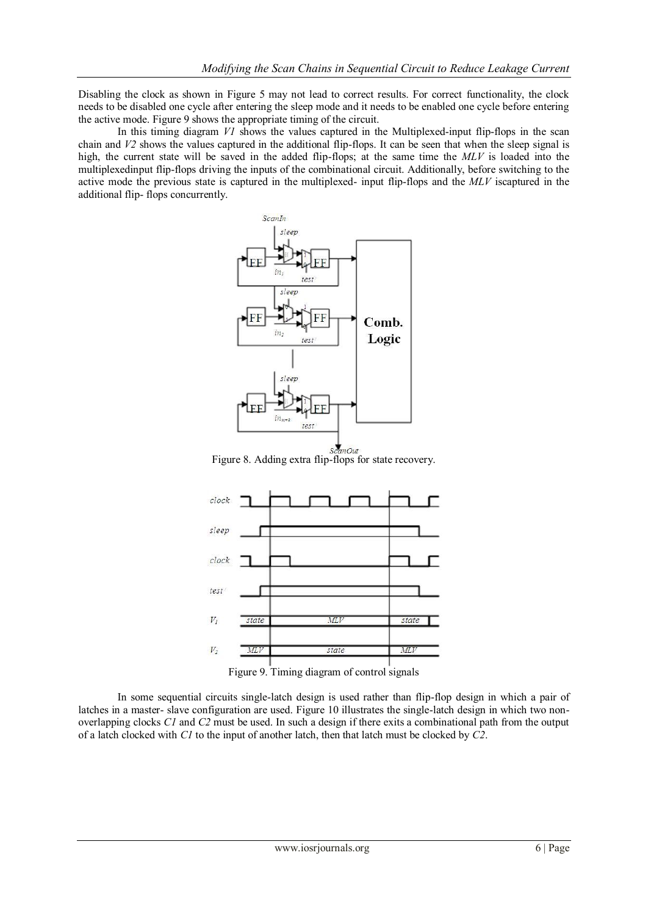Disabling the clock as shown in Figure 5 may not lead to correct results. For correct functionality, the clock needs to be disabled one cycle after entering the sleep mode and it needs to be enabled one cycle before entering the active mode. Figure 9 shows the appropriate timing of the circuit.

In this timing diagram *V1* shows the values captured in the Multiplexed-input flip-flops in the scan chain and *V2* shows the values captured in the additional flip-flops. It can be seen that when the sleep signal is high, the current state will be saved in the added flip-flops; at the same time the *MLV* is loaded into the multiplexedinput flip-flops driving the inputs of the combinational circuit. Additionally, before switching to the active mode the previous state is captured in the multiplexed- input flip-flops and the *MLV* iscaptured in the additional flip- flops concurrently.

Figure 8. Adding extra flip-flops for state recovery.

Figure 9. Timing diagram of control signals

In some sequential circuits single-latch design is used rather than flip-flop design in which a pair of latches in a master- slave configuration are used. Figure 10 illustrates the single-latch design in which two non-overlapping clocks *C1* and *C2* must be used. In such a design if there exits a combinational path from the output of a latch clocked with *C1* to the input of another latch, then that latch must be clocked by *C2*.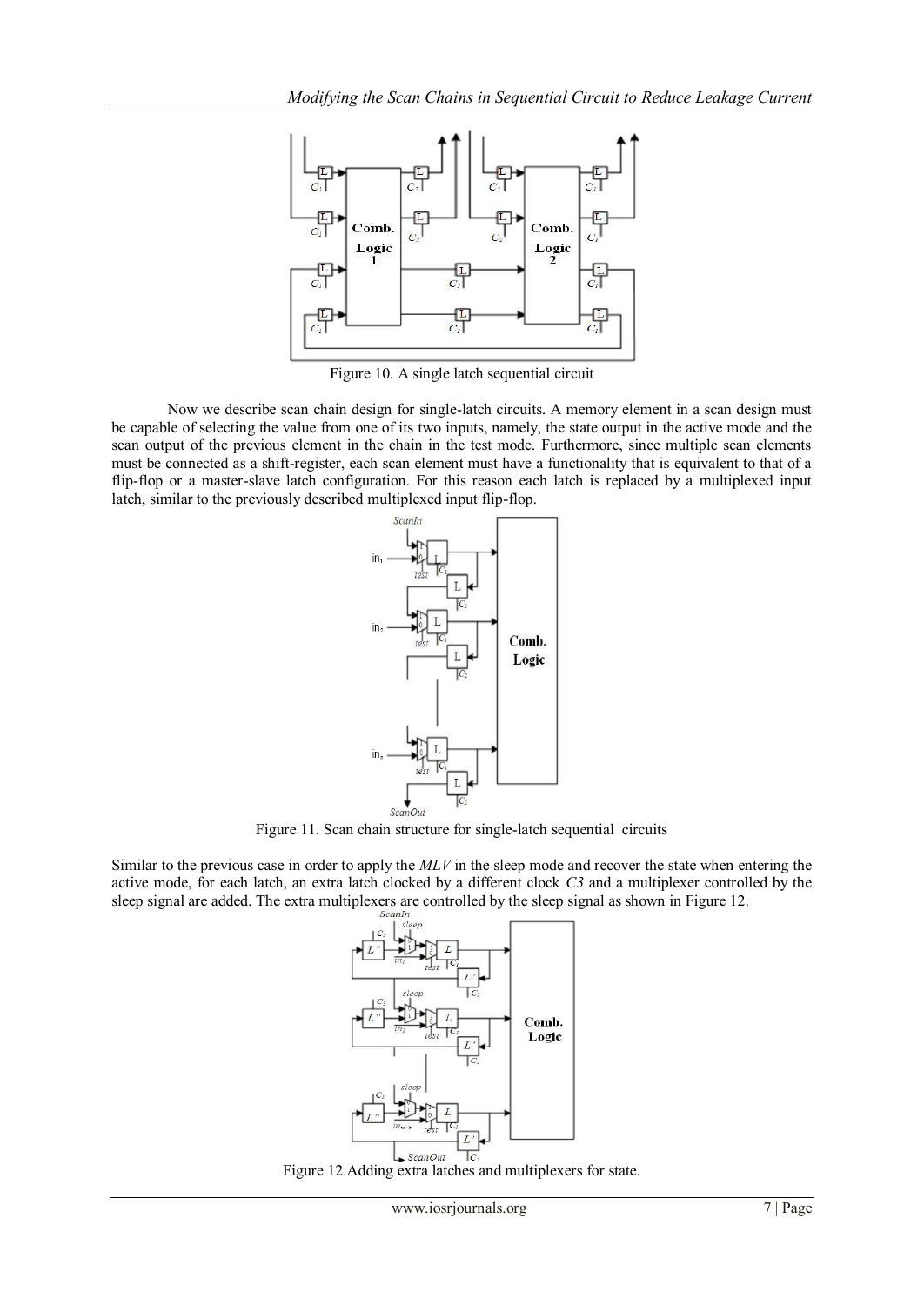Figure 10. A single latch sequential circuit

Now we describe scan chain design for single-latch circuits. A memory element in a scan design must be capable of selecting the value from one of its two inputs, namely, the state output in the active mode and the scan output of the previous element in the chain in the test mode. Furthermore, since multiple scan elements must be connected as a shift-register, each scan element must have a functionality that is equivalent to that of a flip-flop or a master-slave latch configuration. For this reason each latch is replaced by a multiplexed input latch, similar to the previously described multiplexed input flip-flop.

Figure 11. Scan chain structure for single-latch sequential circuits

Similar to the previous case in order to apply the *MLV* in the sleep mode and recover the state when entering the active mode, for each latch, an extra latch clocked by a different clock *C3* and a multiplexer controlled by the sleep signal are added. The extra multiplexers are controlled by the sleep signal as shown in Figure 12.

Figure 12.Adding extra latches and multiplexers for state.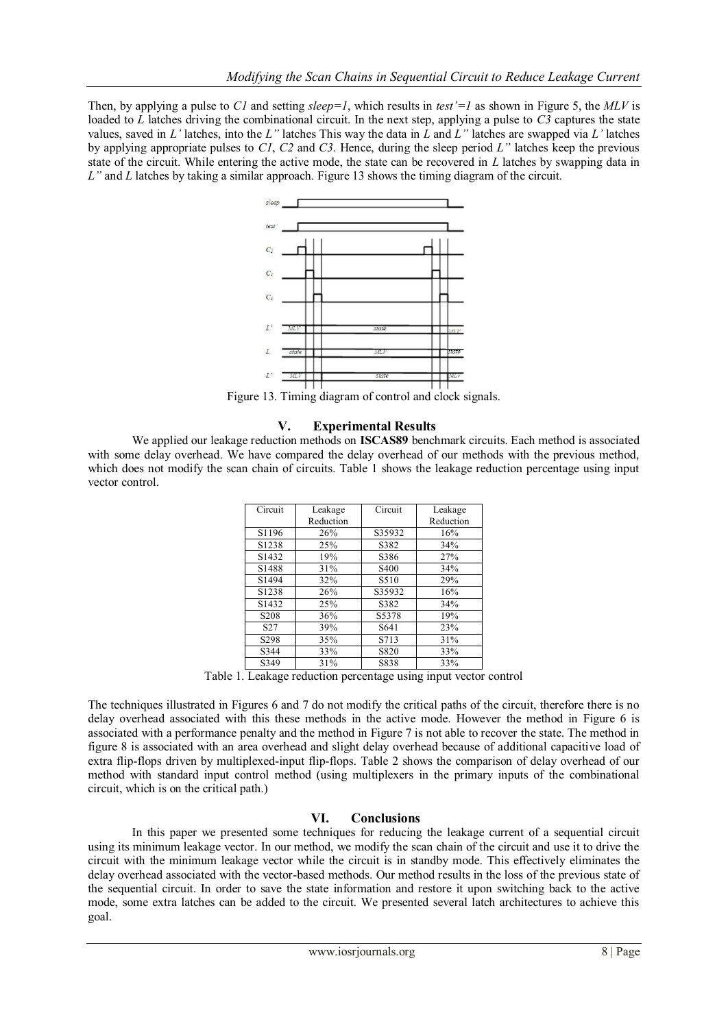Then, by applying a pulse to *C1* and setting *sleep=1*, which results in *test'=1* as shown in Figure 5, the *MLV* is loaded to *L* latches driving the combinational circuit. In the next step, applying a pulse to *C3* captures the state values, saved in *L'* latches, into the *L"* latches This way the data in *L* and *L"* latches are swapped via *L'* latches by applying appropriate pulses to *C1*, *C2* and *C3*. Hence, during the sleep period *L"* latches keep the previous state of the circuit. While entering the active mode, the state can be recovered in *L* latches by swapping data in *L"* and *L* latches by taking a similar approach. Figure 13 shows the timing diagram of the circuit.

Figure 13. Timing diagram of control and clock signals.

## V. Experimental Results

We applied our leakage reduction methods on **ISCAS89** benchmark circuits. Each method is associated with some delay overhead. We have compared the delay overhead of our methods with the previous method, which does not modify the scan chain of circuits. Table 1 shows the leakage reduction percentage using input vector control.

| Circuit | Leakage Reduction | Circuit | Leakage Reduction |
|---|---|---|---|
| S1196 | 26% | S35932 | 16% |
| S1238 | 25% | S382 | 34% |
| S1432 | 19% | S386 | 27% |
| S1488 | 31% | S400 | 34% |
| S1494 | 32% | S510 | 29% |
| S1238 | 26% | S35932 | 16% |
| S1432 | 25% | S382 | 34% |
| S208 | 36% | S5378 | 19% |
| S27 | 39% | S641 | 23% |
| S298 | 35% | S713 | 31% |
| S344 | 33% | S820 | 33% |
| S349 | 31% | S838 | 33% |

Table 1. Leakage reduction percentage using input vector control

The techniques illustrated in Figures 6 and 7 do not modify the critical paths of the circuit, therefore there is no delay overhead associated with this these methods in the active mode. However the method in Figure 6 is associated with a performance penalty and the method in Figure 7 is not able to recover the state. The method in figure 8 is associated with an area overhead and slight delay overhead because of additional capacitive load of extra flip-flops driven by multiplexed-input flip-flops. Table 2 shows the comparison of delay overhead of our method with standard input control method (using multiplexers in the primary inputs of the combinational circuit, which is on the critical path.)

## VI. Conclusions

In this paper we presented some techniques for reducing the leakage current of a sequential circuit using its minimum leakage vector. In our method, we modify the scan chain of the circuit and use it to drive the circuit with the minimum leakage vector while the circuit is in standby mode. This effectively eliminates the delay overhead associated with the vector-based methods. Our method results in the loss of the previous state of the sequential circuit. In order to save the state information and restore it upon switching back to the active mode, some extra latches can be added to the circuit. We presented several latch architectures to achieve this goal.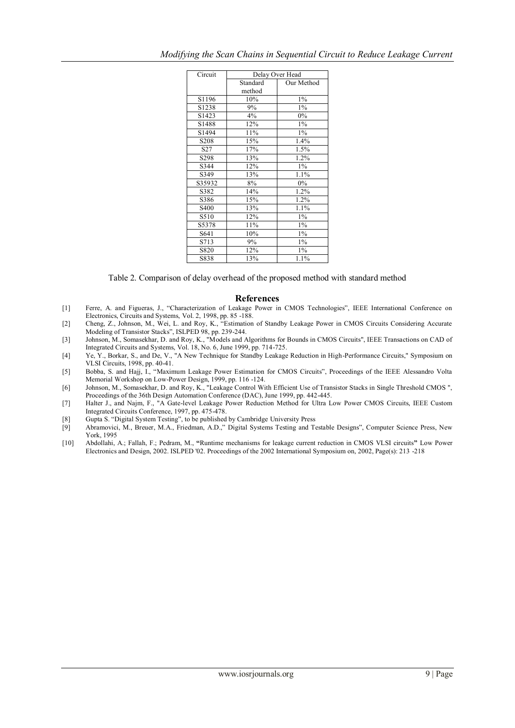| Circuit | Delay Over Head | |
|---|---|---|
| | Standard method | Our Method |
| S1196 | 10% | 1% |
| S1238 | 9% | 1% |
| S1423 | 4% | 0% |
| S1488 | 12% | 1% |
| S1494 | 11% | 1% |
| S208 | 15% | 1.4% |
| S27 | 17% | 1.5% |
| S298 | 13% | 1.2% |
| S344 | 12% | 1% |
| S349 | 13% | 1.1% |
| S35932 | 8% | 0% |
| S382 | 14% | 1.2% |
| S386 | 15% | 1.2% |
| S400 | 13% | 1.1% |
| S510 | 12% | 1% |
| S5378 | 11% | 1% |
| S641 | 10% | 1% |
| S713 | 9% | 1% |
| S820 | 12% | 1% |
| S838 | 13% | 1.1% |

Table 2. Comparison of delay overhead of the proposed method with standard method

## References

[1] Ferre, A. and Figueras, J., "Characterization of Leakage Power in CMOS Technologies", IEEE International Conference on Electronics, Circuits and Systems, Vol. 2, 1998, pp. 85 -188.

[2] Cheng, Z., Johnson, M., Wei, L. and Roy, K., "Estimation of Standby Leakage Power in CMOS Circuits Considering Accurate Modeling of Transistor Stacks", ISLPED 98, pp. 239-244.

[3] Johnson, M., Somasekhar, D. and Roy, K., "Models and Algorithms for Bounds in CMOS Circuits", IEEE Transactions on CAD of Integrated Circuits and Systems, Vol. 18, No. 6, June 1999, pp. 714-725.

[4] Ye, Y., Borkar, S., and De, V., "A New Technique for Standby Leakage Reduction in High-Performance Circuits," Symposium on VLSI Circuits, 1998, pp. 40-41.

[5] Bobba, S. and Hajj, I., "Maximum Leakage Power Estimation for CMOS Circuits", Proceedings of the IEEE Alessandro Volta Memorial Workshop on Low-Power Design, 1999, pp. 116 -124.

[6] Johnson, M., Somasekhar, D. and Roy, K., "Leakage Control With Efficient Use of Transistor Stacks in Single Threshold CMOS ", Proceedings of the 36th Design Automation Conference (DAC), June 1999, pp. 442-445.

[7] Halter J., and Najm, F., "A Gate-level Leakage Power Reduction Method for Ultra Low Power CMOS Circuits, IEEE Custom Integrated Circuits Conference, 1997, pp. 475-478.

[8] Gupta S. "Digital System Testing", to be published by Cambridge University Press

[9] Abramovici, M., Breuer, M.A., Friedman, A.D.," Digital Systems Testing and Testable Designs", Computer Science Press, New York, 1995

[10] Abdollahi, A.; Fallah, F.; Pedram, M., **"**Runtime mechanisms for leakage current reduction in CMOS VLSI circuits**"** Low Power Electronics and Design, 2002. ISLPED '02. Proceedings of the 2002 International Symposium on, 2002, Page(s): 213 -218